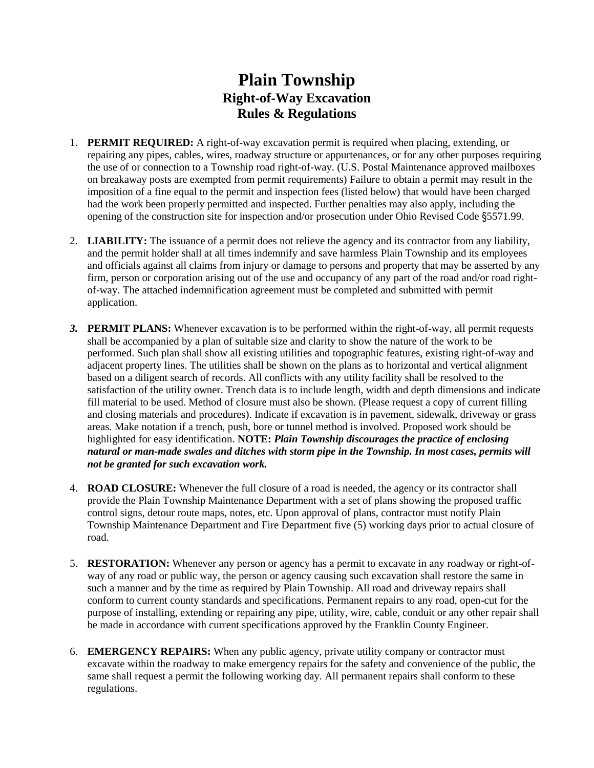# Plain Township
## Right-of-Way Excavation
## Rules & Regulations

1. **PERMIT REQUIRED:** A right-of-way excavation permit is required when placing, extending, or repairing any pipes, cables, wires, roadway structure or appurtenances, or for any other purposes requiring the use of or connection to a Township road right-of-way. (U.S. Postal Maintenance approved mailboxes on breakaway posts are exempted from permit requirements) Failure to obtain a permit may result in the imposition of a fine equal to the permit and inspection fees (listed below) that would have been charged had the work been properly permitted and inspected. Further penalties may also apply, including the opening of the construction site for inspection and/or prosecution under Ohio Revised Code §5571.99.

2. **LIABILITY:** The issuance of a permit does not relieve the agency and its contractor from any liability, and the permit holder shall at all times indemnify and save harmless Plain Township and its employees and officials against all claims from injury or damage to persons and property that may be asserted by any firm, person or corporation arising out of the use and occupancy of any part of the road and/or road right-of-way. The attached indemnification agreement must be completed and submitted with permit application.

3. **PERMIT PLANS:** Whenever excavation is to be performed within the right-of-way, all permit requests shall be accompanied by a plan of suitable size and clarity to show the nature of the work to be performed. Such plan shall show all existing utilities and topographic features, existing right-of-way and adjacent property lines. The utilities shall be shown on the plans as to horizontal and vertical alignment based on a diligent search of records. All conflicts with any utility facility shall be resolved to the satisfaction of the utility owner. Trench data is to include length, width and depth dimensions and indicate fill material to be used. Method of closure must also be shown. (Please request a copy of current filling and closing materials and procedures). Indicate if excavation is in pavement, sidewalk, driveway or grass areas. Make notation if a trench, push, bore or tunnel method is involved. Proposed work should be highlighted for easy identification. **NOTE:** ***Plain Township discourages the practice of enclosing natural or man-made swales and ditches with storm pipe in the Township. In most cases, permits will not be granted for such excavation work.***

4. **ROAD CLOSURE:** Whenever the full closure of a road is needed, the agency or its contractor shall provide the Plain Township Maintenance Department with a set of plans showing the proposed traffic control signs, detour route maps, notes, etc. Upon approval of plans, contractor must notify Plain Township Maintenance Department and Fire Department five (5) working days prior to actual closure of road.

5. **RESTORATION:** Whenever any person or agency has a permit to excavate in any roadway or right-of-way of any road or public way, the person or agency causing such excavation shall restore the same in such a manner and by the time as required by Plain Township. All road and driveway repairs shall conform to current county standards and specifications. Permanent repairs to any road, open-cut for the purpose of installing, extending or repairing any pipe, utility, wire, cable, conduit or any other repair shall be made in accordance with current specifications approved by the Franklin County Engineer.

6. **EMERGENCY REPAIRS:** When any public agency, private utility company or contractor must excavate within the roadway to make emergency repairs for the safety and convenience of the public, the same shall request a permit the following working day. All permanent repairs shall conform to these regulations.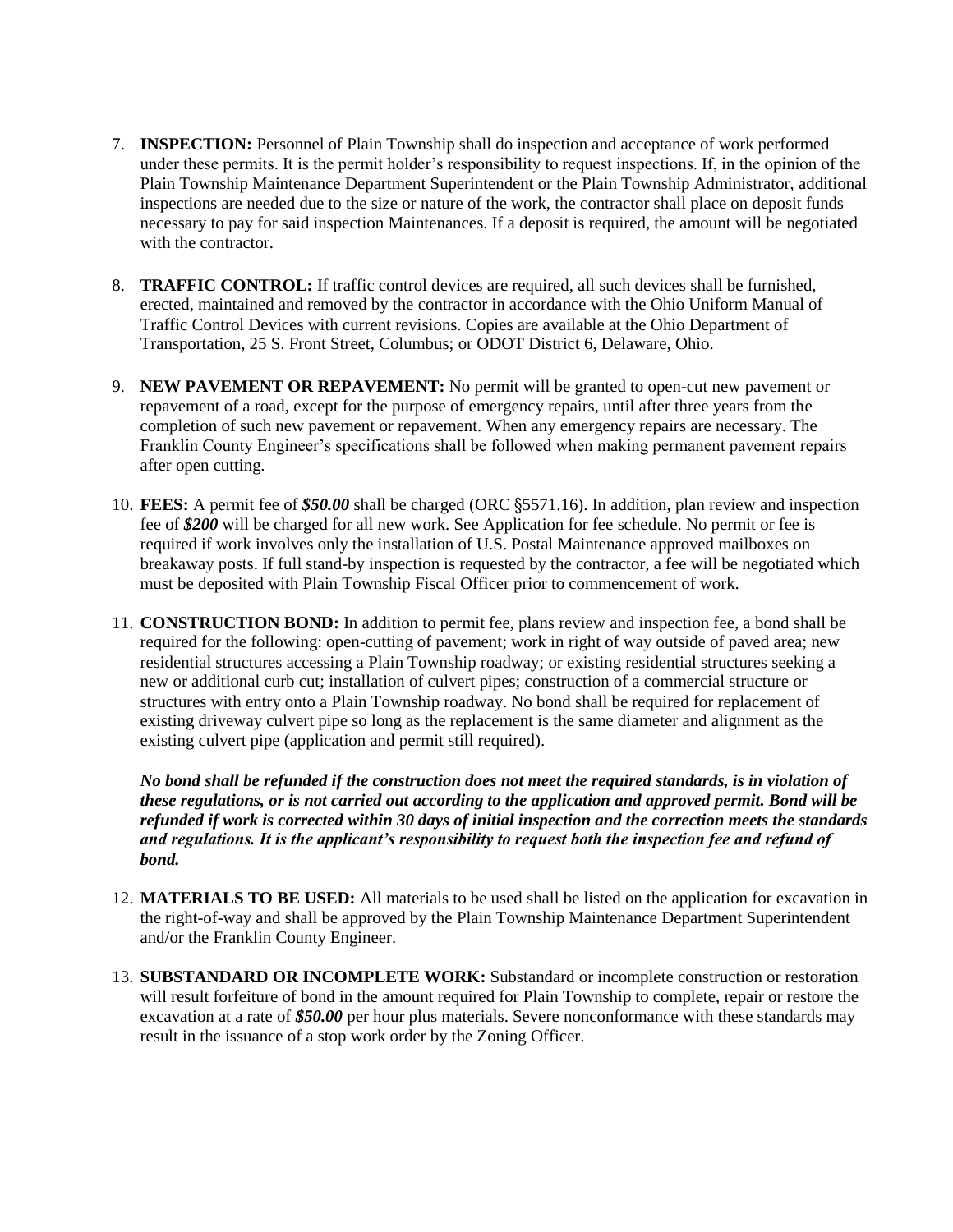7. **INSPECTION:** Personnel of Plain Township shall do inspection and acceptance of work performed under these permits. It is the permit holder's responsibility to request inspections. If, in the opinion of the Plain Township Maintenance Department Superintendent or the Plain Township Administrator, additional inspections are needed due to the size or nature of the work, the contractor shall place on deposit funds necessary to pay for said inspection Maintenances. If a deposit is required, the amount will be negotiated with the contractor.

8. **TRAFFIC CONTROL:** If traffic control devices are required, all such devices shall be furnished, erected, maintained and removed by the contractor in accordance with the Ohio Uniform Manual of Traffic Control Devices with current revisions. Copies are available at the Ohio Department of Transportation, 25 S. Front Street, Columbus; or ODOT District 6, Delaware, Ohio.

9. **NEW PAVEMENT OR REPAVEMENT:** No permit will be granted to open-cut new pavement or repavement of a road, except for the purpose of emergency repairs, until after three years from the completion of such new pavement or repavement. When any emergency repairs are necessary. The Franklin County Engineer's specifications shall be followed when making permanent pavement repairs after open cutting.

10. **FEES:** A permit fee of ***$50.00*** shall be charged (ORC §5571.16). In addition, plan review and inspection fee of ***$200*** will be charged for all new work. See Application for fee schedule. No permit or fee is required if work involves only the installation of U.S. Postal Maintenance approved mailboxes on breakaway posts. If full stand-by inspection is requested by the contractor, a fee will be negotiated which must be deposited with Plain Township Fiscal Officer prior to commencement of work.

11. **CONSTRUCTION BOND:** In addition to permit fee, plans review and inspection fee, a bond shall be required for the following: open-cutting of pavement; work in right of way outside of paved area; new residential structures accessing a Plain Township roadway; or existing residential structures seeking a new or additional curb cut; installation of culvert pipes; construction of a commercial structure or structures with entry onto a Plain Township roadway. No bond shall be required for replacement of existing driveway culvert pipe so long as the replacement is the same diameter and alignment as the existing culvert pipe (application and permit still required).

    ***No bond shall be refunded if the construction does not meet the required standards, is in violation of these regulations, or is not carried out according to the application and approved permit. Bond will be refunded if work is corrected within 30 days of initial inspection and the correction meets the standards and regulations. It is the applicant's responsibility to request both the inspection fee and refund of bond.***

12. **MATERIALS TO BE USED:** All materials to be used shall be listed on the application for excavation in the right-of-way and shall be approved by the Plain Township Maintenance Department Superintendent and/or the Franklin County Engineer.

13. **SUBSTANDARD OR INCOMPLETE WORK:** Substandard or incomplete construction or restoration will result forfeiture of bond in the amount required for Plain Township to complete, repair or restore the excavation at a rate of ***$50.00*** per hour plus materials. Severe nonconformance with these standards may result in the issuance of a stop work order by the Zoning Officer.